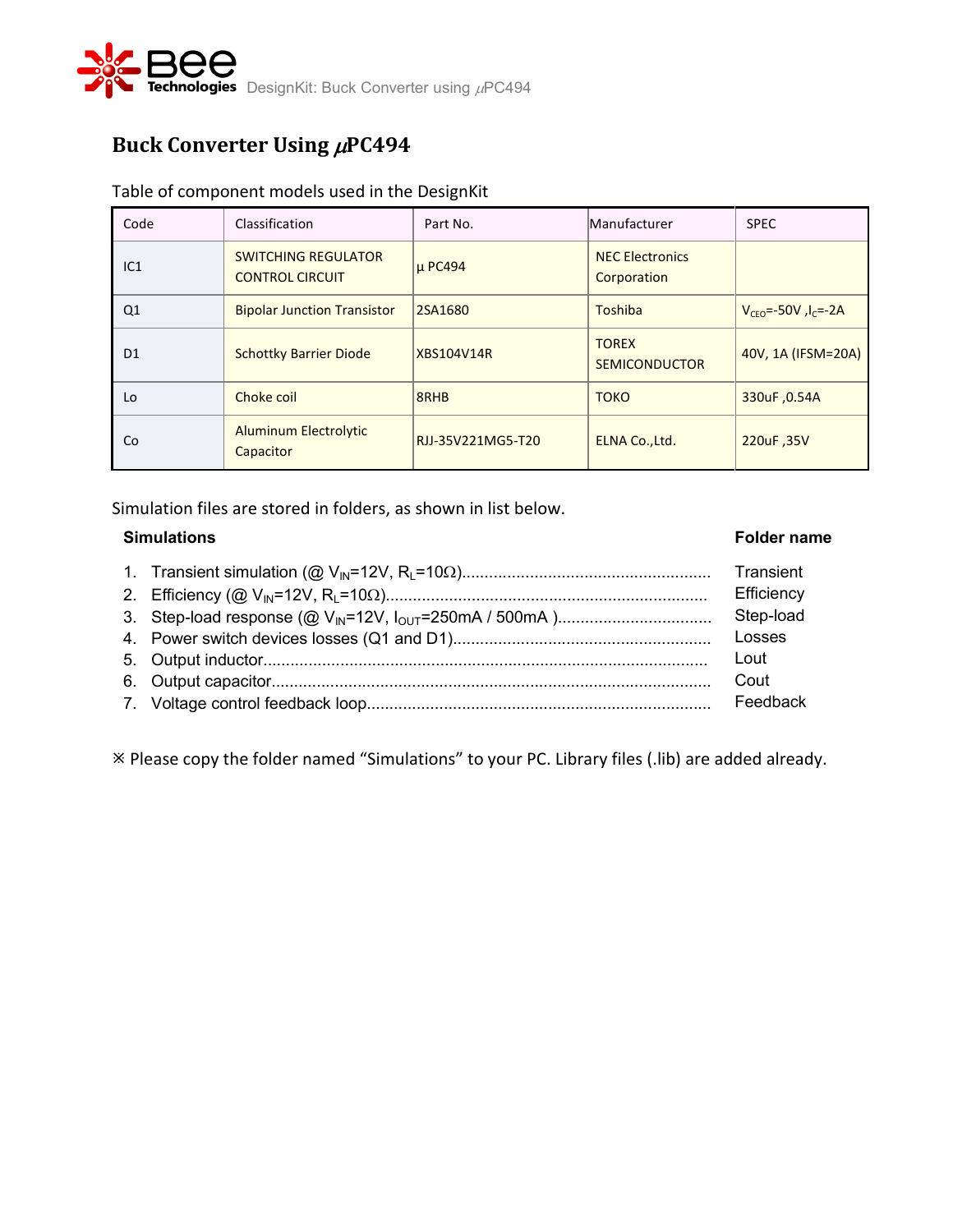# Buck Converter Using $\mu$PC494

Table of component models used in the DesignKit

| Code | Classification | Part No. | Manufacturer | SPEC |
|---|---|---|---|---|
| IC1 | SWITCHING REGULATOR CONTROL CIRCUIT | µ PC494 | NEC Electronics Corporation | |
| Q1 | Bipolar Junction Transistor | 2SA1680 | Toshiba | $V_{CEO}$=-50V ,$I_C$=-2A |
| D1 | Schottky Barrier Diode | XBS104V14R | TOREX SEMICONDUCTOR | 40V, 1A (IFSM=20A) |
| Lo | Choke coil | 8RHB | TOKO | 330uF ,0.54A |
| Co | Aluminum Electrolytic Capacitor | RJJ-35V221MG5-T20 | ELNA Co.,Ltd. | 220uF ,35V |

Simulation files are stored in folders, as shown in list below.

| Simulations | Folder name |
|---|---|
| 1. Transient simulation (@ $V_{IN}$=12V, $R_L$=10Ω) | Transient |
| 2. Efficiency (@ $V_{IN}$=12V, $R_L$=10Ω) | Efficiency |
| 3. Step-load response (@ $V_{IN}$=12V, $I_{OUT}$=250mA / 500mA ) | Step-load |
| 4. Power switch devices losses (Q1 and D1) | Losses |
| 5. Output inductor | Lout |
| 6. Output capacitor | Cout |
| 7. Voltage control feedback loop | Feedback |

※ Please copy the folder named "Simulations" to your PC. Library files (.lib) are added already.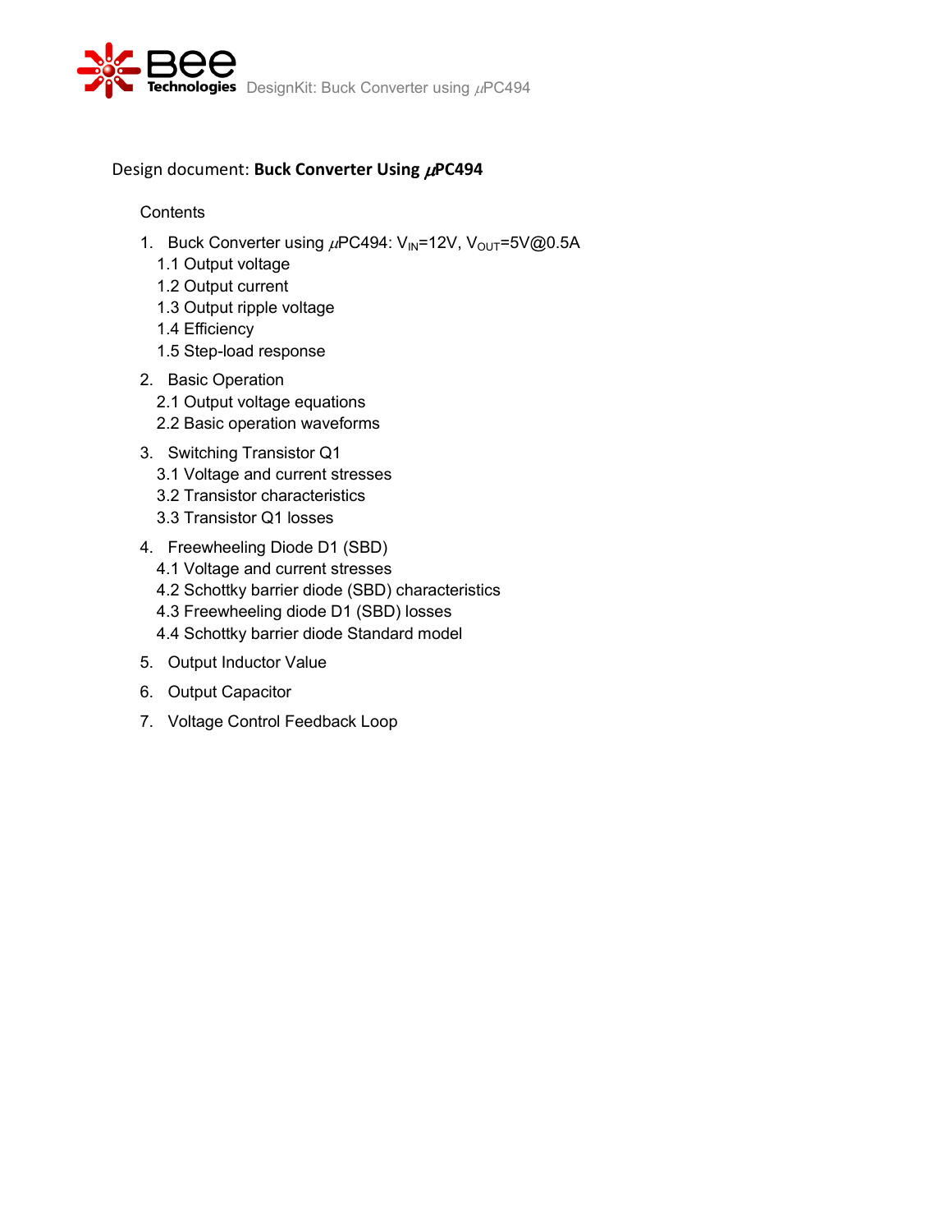Design document: **Buck Converter Using $\mu$PC494**

Contents

1. Buck Converter using $\mu$PC494: $V_{IN}$=12V, $V_{OUT}$=5V@0.5A
   - 1.1 Output voltage
   - 1.2 Output current
   - 1.3 Output ripple voltage
   - 1.4 Efficiency
   - 1.5 Step-load response
2. Basic Operation
   - 2.1 Output voltage equations
   - 2.2 Basic operation waveforms
3. Switching Transistor Q1
   - 3.1 Voltage and current stresses
   - 3.2 Transistor characteristics
   - 3.3 Transistor Q1 losses
4. Freewheeling Diode D1 (SBD)
   - 4.1 Voltage and current stresses
   - 4.2 Schottky barrier diode (SBD) characteristics
   - 4.3 Freewheeling diode D1 (SBD) losses
   - 4.4 Schottky barrier diode Standard model
5. Output Inductor Value
6. Output Capacitor
7. Voltage Control Feedback Loop